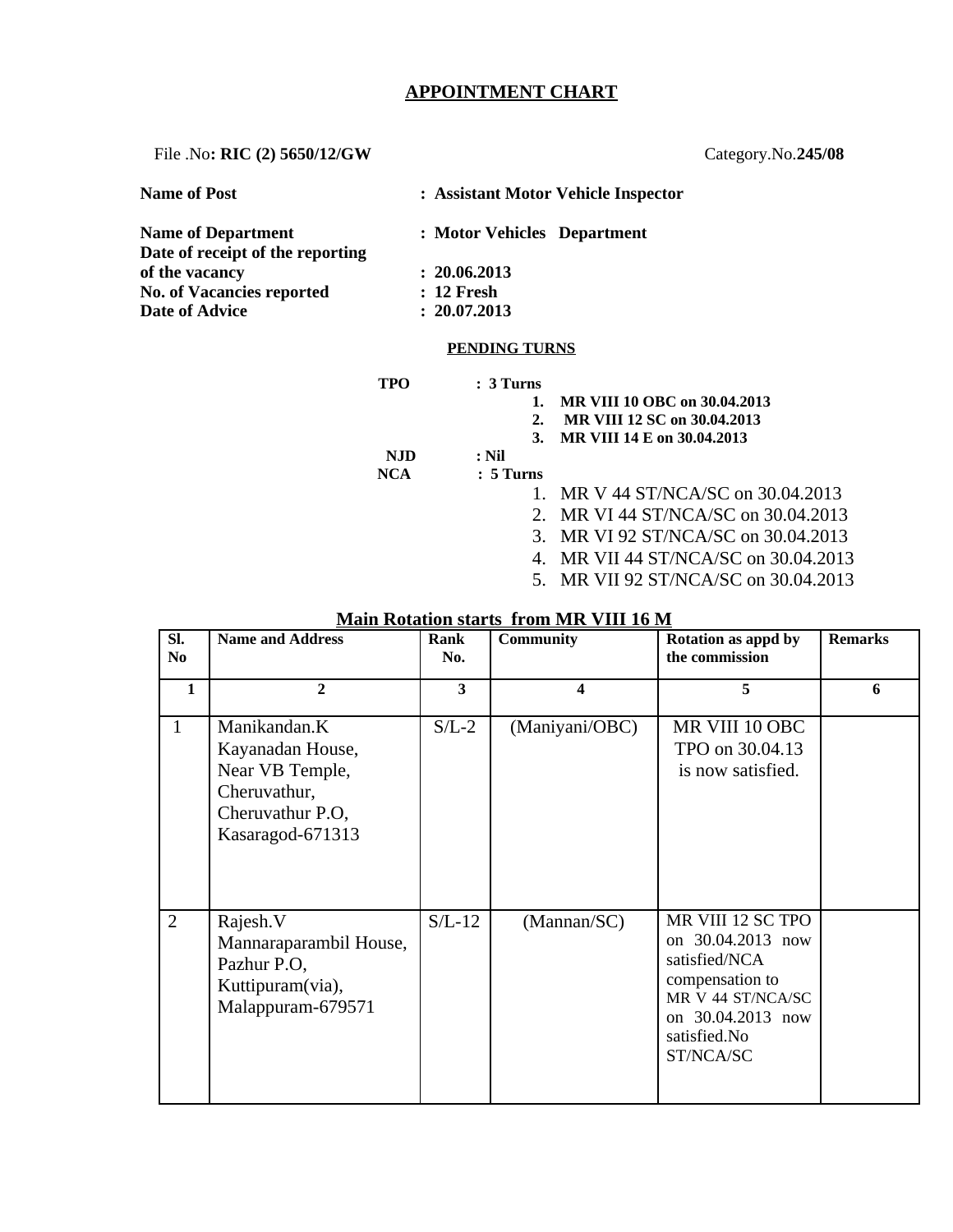# APPOINTMENT CHART

File .No**: RIC (2) 5650/12/GW** Category.No.**245/08**

**Name of Post** : **Assistant Motor Vehicle Inspector**

**Name of Department** : **Motor Vehicles Department**

**Date of receipt of the reporting of the vacancy** : **20.06.2013**

**No. of Vacancies reported** : **12 Fresh**

**Date of Advice** : **20.07.2013**

**PENDING TURNS**

**TPO** : **3 Turns**

1. **MR VIII 10 OBC on 30.04.2013**
2. **MR VIII 12 SC on 30.04.2013**
3. **MR VIII 14 E on 30.04.2013**

**NJD** : **Nil**

**NCA** : **5 Turns**

1. MR V 44 ST/NCA/SC on 30.04.2013
2. MR VI 44 ST/NCA/SC on 30.04.2013
3. MR VI 92 ST/NCA/SC on 30.04.2013
4. MR VII 44 ST/NCA/SC on 30.04.2013
5. MR VII 92 ST/NCA/SC on 30.04.2013

**Main Rotation starts from MR VIII 16 M**

| Sl. No | Name and Address | Rank No. | Community | Rotation as appd by the commission | Remarks |
|---|---|---|---|---|---|
| 1 | 2 | 3 | 4 | 5 | 6 |
| 1 | Manikandan.K Kayanadan House, Near VB Temple, Cheruvathur, Cheruvathur P.O, Kasaragod-671313 | S/L-2 | (Maniyani/OBC) | MR VIII 10 OBC TPO on 30.04.13 is now satisfied. | |
| 2 | Rajesh.V Mannaraparambil House, Pazhur P.O, Kuttipuram(via), Malappuram-679571 | S/L-12 | (Mannan/SC) | MR VIII 12 SC TPO on 30.04.2013 now satisfied/NCA compensation to MR V 44 ST/NCA/SC on 30.04.2013 now satisfied.No ST/NCA/SC | |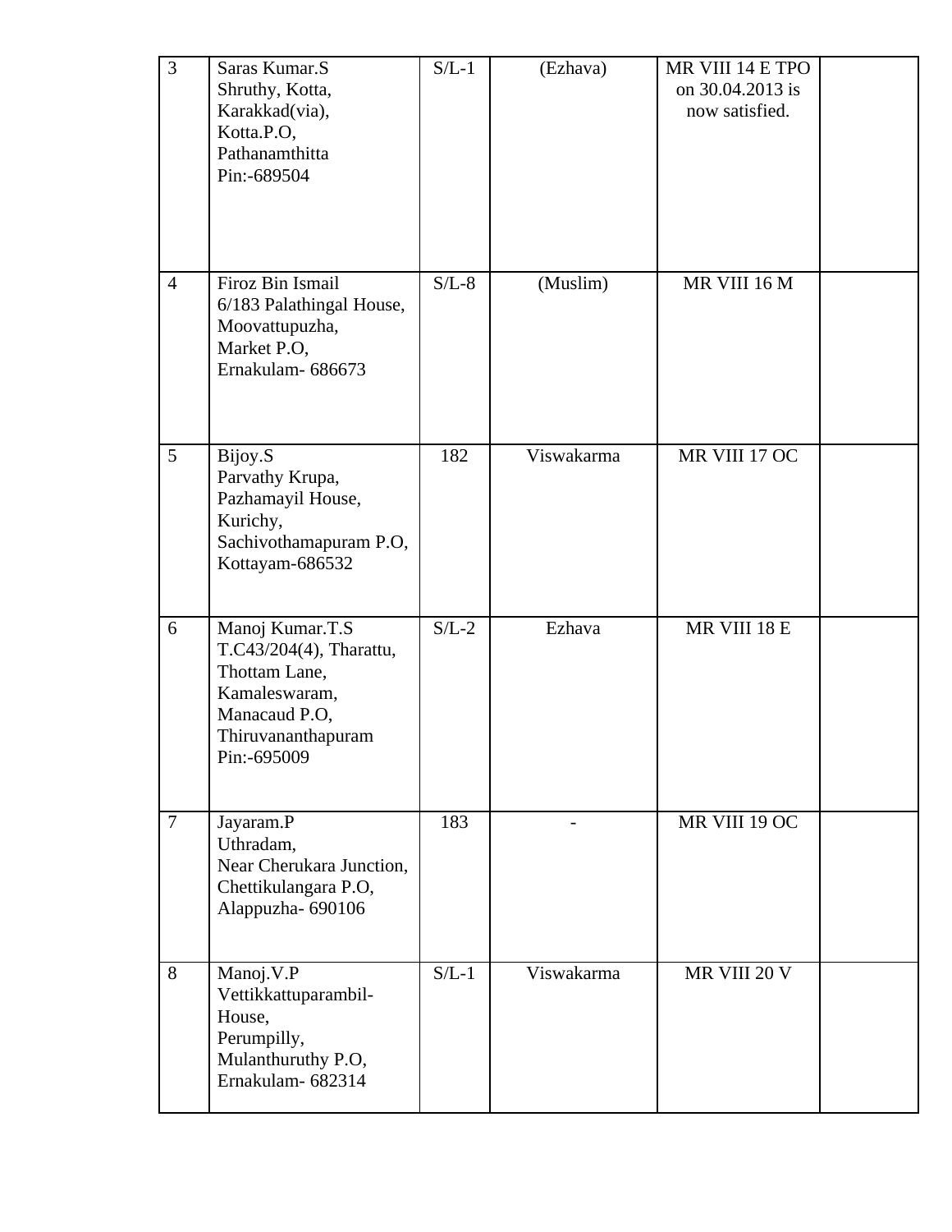| 3 | Saras Kumar.S<br>Shruthy, Kotta,<br>Karakkad(via),<br>Kotta.P.O,<br>Pathanamthitta<br>Pin:-689504 | S/L-1 | (Ezhava) | MR VIII 14 E TPO on 30.04.2013 is now satisfied. | |
|---|---|---|---|---|---|
| 4 | Firoz Bin Ismail<br>6/183 Palathingal House,<br>Moovattupuzha,<br>Market P.O,<br>Ernakulam- 686673 | S/L-8 | (Muslim) | MR VIII 16 M | |
| 5 | Bijoy.S<br>Parvathy Krupa,<br>Pazhamayil House,<br>Kurichy,<br>Sachivothamapuram P.O,<br>Kottayam-686532 | 182 | Viswakarma | MR VIII 17 OC | |
| 6 | Manoj Kumar.T.S<br>T.C43/204(4), Tharattu,<br>Thottam Lane,<br>Kamaleswaram,<br>Manacaud P.O,<br>Thiruvananthapuram<br>Pin:-695009 | S/L-2 | Ezhava | MR VIII 18 E | |
| 7 | Jayaram.P<br>Uthradam,<br>Near Cherukara Junction,<br>Chettikulangara P.O,<br>Alappuzha- 690106 | 183 | - | MR VIII 19 OC | |
| 8 | Manoj.V.P<br>Vettikkattuparambil-<br>House,<br>Perumpilly,<br>Mulanthuruthy P.O,<br>Ernakulam- 682314 | S/L-1 | Viswakarma | MR VIII 20 V | |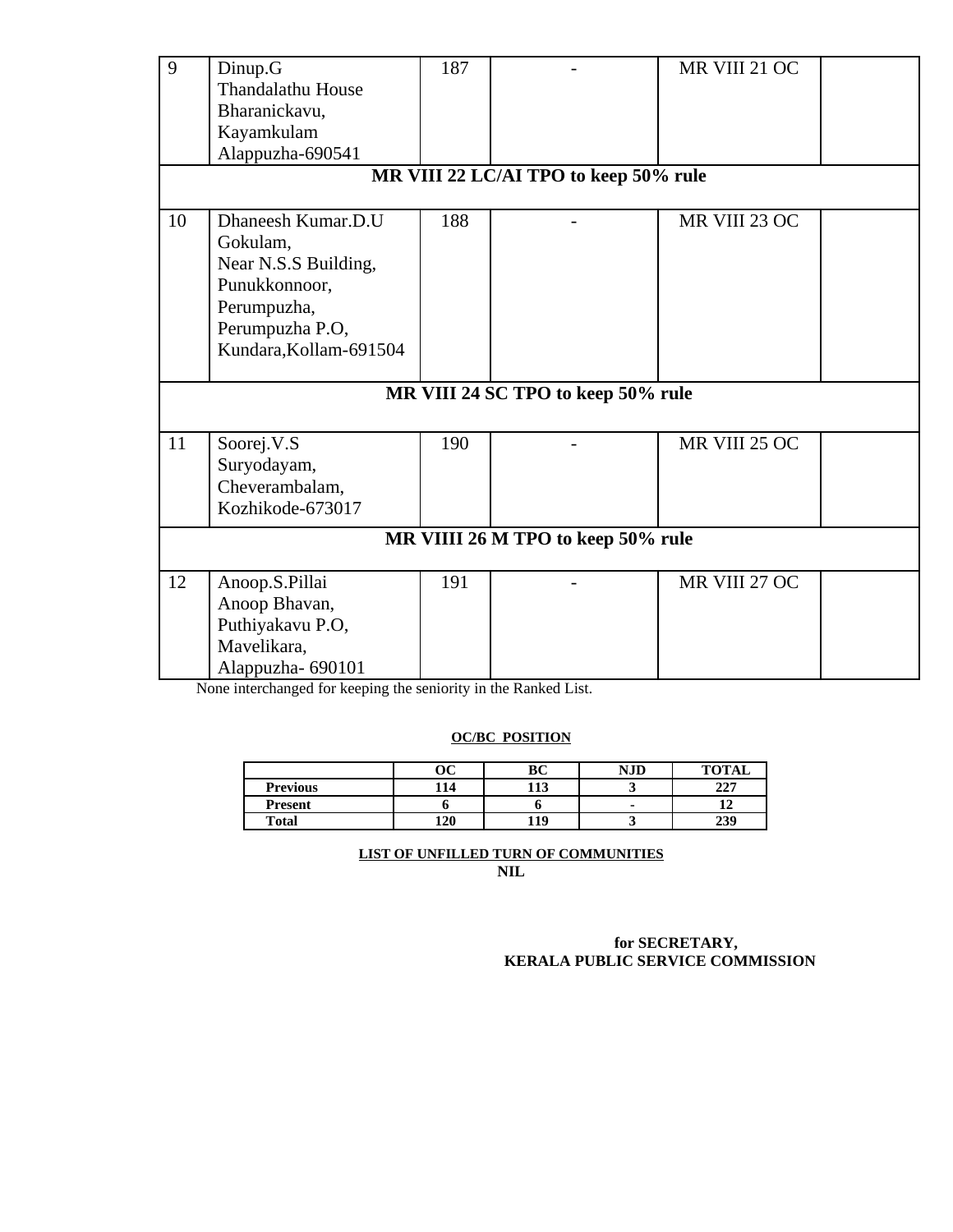| | | | | | |
|---|---|---|---|---|---|
| 9 | Dinup.G<br>Thandalathu House<br>Bharanickavu,<br>Kayamkulam<br>Alappuzha-690541 | 187 | - | MR VIII 21 OC | |
| **MR VIII 22 LC/AI TPO to keep 50% rule** | | | | | |
| 10 | Dhaneesh Kumar.D.U<br>Gokulam,<br>Near N.S.S Building,<br>Punukkonnoor,<br>Perumpuzha,<br>Perumpuzha P.O,<br>Kundara,Kollam-691504 | 188 | - | MR VIII 23 OC | |
| **MR VIII 24 SC TPO to keep 50% rule** | | | | | |
| 11 | Soorej.V.S<br>Suryodayam,<br>Cheverambalam,<br>Kozhikode-673017 | 190 | - | MR VIII 25 OC | |
| **MR VIIII 26 M TPO to keep 50% rule** | | | | | |
| 12 | Anoop.S.Pillai<br>Anoop Bhavan,<br>Puthiyakavu P.O,<br>Mavelikara,<br>Alappuzha- 690101 | 191 | - | MR VIII 27 OC | |

None interchanged for keeping the seniority in the Ranked List.

**OC/BC POSITION**

| | OC | BC | NJD | TOTAL |
|---|---|---|---|---|
| **Previous** | **114** | **113** | **3** | **227** |
| **Present** | **6** | **6** | **-** | **12** |
| **Total** | **120** | **119** | **3** | **239** |

**LIST OF UNFILLED TURN OF COMMUNITIES**

**NIL**

**for SECRETARY,**
**KERALA PUBLIC SERVICE COMMISSION**